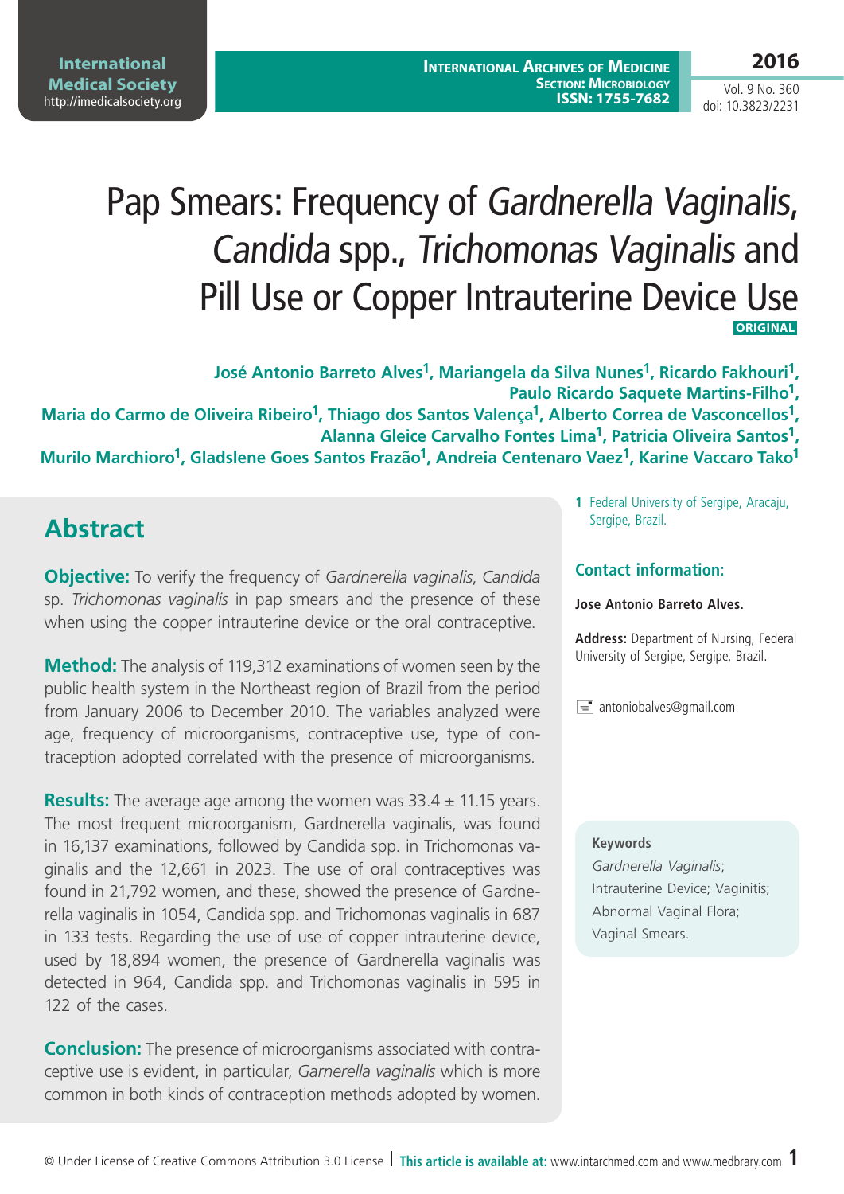# Pap Smears: Frequency of *Gardnerella Vaginalis*, *Candida* spp., *Trichomonas Vaginalis* and Pill Use or Copper Intrauterine Device Use

ORIGINAL

**José Antonio Barreto Alves[1], Mariangela da Silva Nunes[1], Ricardo Fakhouri[1], Paulo Ricardo Saquete Martins-Filho[1], Maria do Carmo de Oliveira Ribeiro[1], Thiago dos Santos Valença[1], Alberto Correa de Vasconcellos[1], Alanna Gleice Carvalho Fontes Lima[1], Patricia Oliveira Santos[1], Murilo Marchioro[1], Gladslene Goes Santos Frazão[1], Andreia Centenaro Vaez[1], Karine Vaccaro Tako[1]**

**1** Federal University of Sergipe, Aracaju, Sergipe, Brazil.

### Contact information:

**Jose Antonio Barreto Alves.**

**Address:** Department of Nursing, Federal University of Sergipe, Sergipe, Brazil.

antoniobalves@gmail.com

## Abstract

**Objective:** To verify the frequency of *Gardnerella vaginalis*, *Candida* sp. *Trichomonas vaginalis* in pap smears and the presence of these when using the copper intrauterine device or the oral contraceptive.

**Method:** The analysis of 119,312 examinations of women seen by the public health system in the Northeast region of Brazil from the period from January 2006 to December 2010. The variables analyzed were age, frequency of microorganisms, contraceptive use, type of contraception adopted correlated with the presence of microorganisms.

**Results:** The average age among the women was 33.4 ± 11.15 years. The most frequent microorganism, Gardnerella vaginalis, was found in 16,137 examinations, followed by Candida spp. in Trichomonas vaginalis and the 12,661 in 2023. The use of oral contraceptives was found in 21,792 women, and these, showed the presence of Gardnerella vaginalis in 1054, Candida spp. and Trichomonas vaginalis in 687 in 133 tests. Regarding the use of use of copper intrauterine device, used by 18,894 women, the presence of Gardnerella vaginalis was detected in 964, Candida spp. and Trichomonas vaginalis in 595 in 122 of the cases.

**Conclusion:** The presence of microorganisms associated with contraceptive use is evident, in particular, *Garnerella vaginalis* which is more common in both kinds of contraception methods adopted by women.

**Keywords**

*Gardnerella Vaginalis*; Intrauterine Device; Vaginitis; Abnormal Vaginal Flora; Vaginal Smears.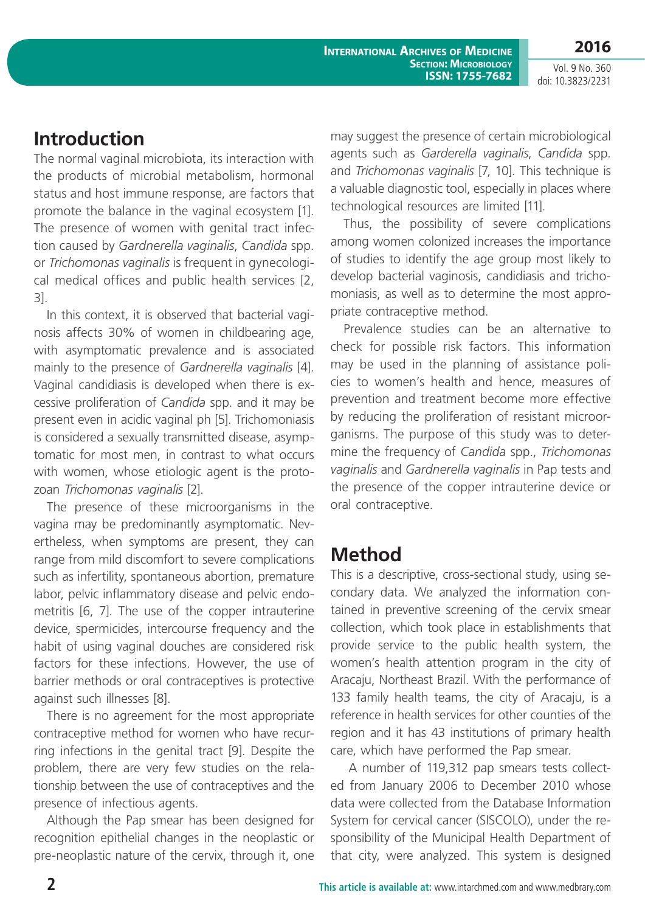## Introduction

The normal vaginal microbiota, its interaction with the products of microbial metabolism, hormonal status and host immune response, are factors that promote the balance in the vaginal ecosystem [1]. The presence of women with genital tract infection caused by *Gardnerella vaginalis*, *Candida* spp. or *Trichomonas vaginalis* is frequent in gynecological medical offices and public health services [2, 3].

In this context, it is observed that bacterial vaginosis affects 30% of women in childbearing age, with asymptomatic prevalence and is associated mainly to the presence of *Gardnerella vaginalis* [4]. Vaginal candidiasis is developed when there is excessive proliferation of *Candida* spp. and it may be present even in acidic vaginal ph [5]. Trichomoniasis is considered a sexually transmitted disease, asymptomatic for most men, in contrast to what occurs with women, whose etiologic agent is the protozoan *Trichomonas vaginalis* [2].

The presence of these microorganisms in the vagina may be predominantly asymptomatic. Nevertheless, when symptoms are present, they can range from mild discomfort to severe complications such as infertility, spontaneous abortion, premature labor, pelvic inflammatory disease and pelvic endometritis [6, 7]. The use of the copper intrauterine device, spermicides, intercourse frequency and the habit of using vaginal douches are considered risk factors for these infections. However, the use of barrier methods or oral contraceptives is protective against such illnesses [8].

There is no agreement for the most appropriate contraceptive method for women who have recurring infections in the genital tract [9]. Despite the problem, there are very few studies on the relationship between the use of contraceptives and the presence of infectious agents.

Although the Pap smear has been designed for recognition epithelial changes in the neoplastic or pre-neoplastic nature of the cervix, through it, one may suggest the presence of certain microbiological agents such as *Garderella vaginalis*, *Candida* spp. and *Trichomonas vaginalis* [7, 10]. This technique is a valuable diagnostic tool, especially in places where technological resources are limited [11].

Thus, the possibility of severe complications among women colonized increases the importance of studies to identify the age group most likely to develop bacterial vaginosis, candidiasis and trichomoniasis, as well as to determine the most appropriate contraceptive method.

Prevalence studies can be an alternative to check for possible risk factors. This information may be used in the planning of assistance policies to women's health and hence, measures of prevention and treatment become more effective by reducing the proliferation of resistant microorganisms. The purpose of this study was to determine the frequency of *Candida* spp., *Trichomonas vaginalis* and *Gardnerella vaginalis* in Pap tests and the presence of the copper intrauterine device or oral contraceptive.

## Method

This is a descriptive, cross-sectional study, using secondary data. We analyzed the information contained in preventive screening of the cervix smear collection, which took place in establishments that provide service to the public health system, the women's health attention program in the city of Aracaju, Northeast Brazil. With the performance of 133 family health teams, the city of Aracaju, is a reference in health services for other counties of the region and it has 43 institutions of primary health care, which have performed the Pap smear.

A number of 119,312 pap smears tests collected from January 2006 to December 2010 whose data were collected from the Database Information System for cervical cancer (SISCOLO), under the responsibility of the Municipal Health Department of that city, were analyzed. This system is designed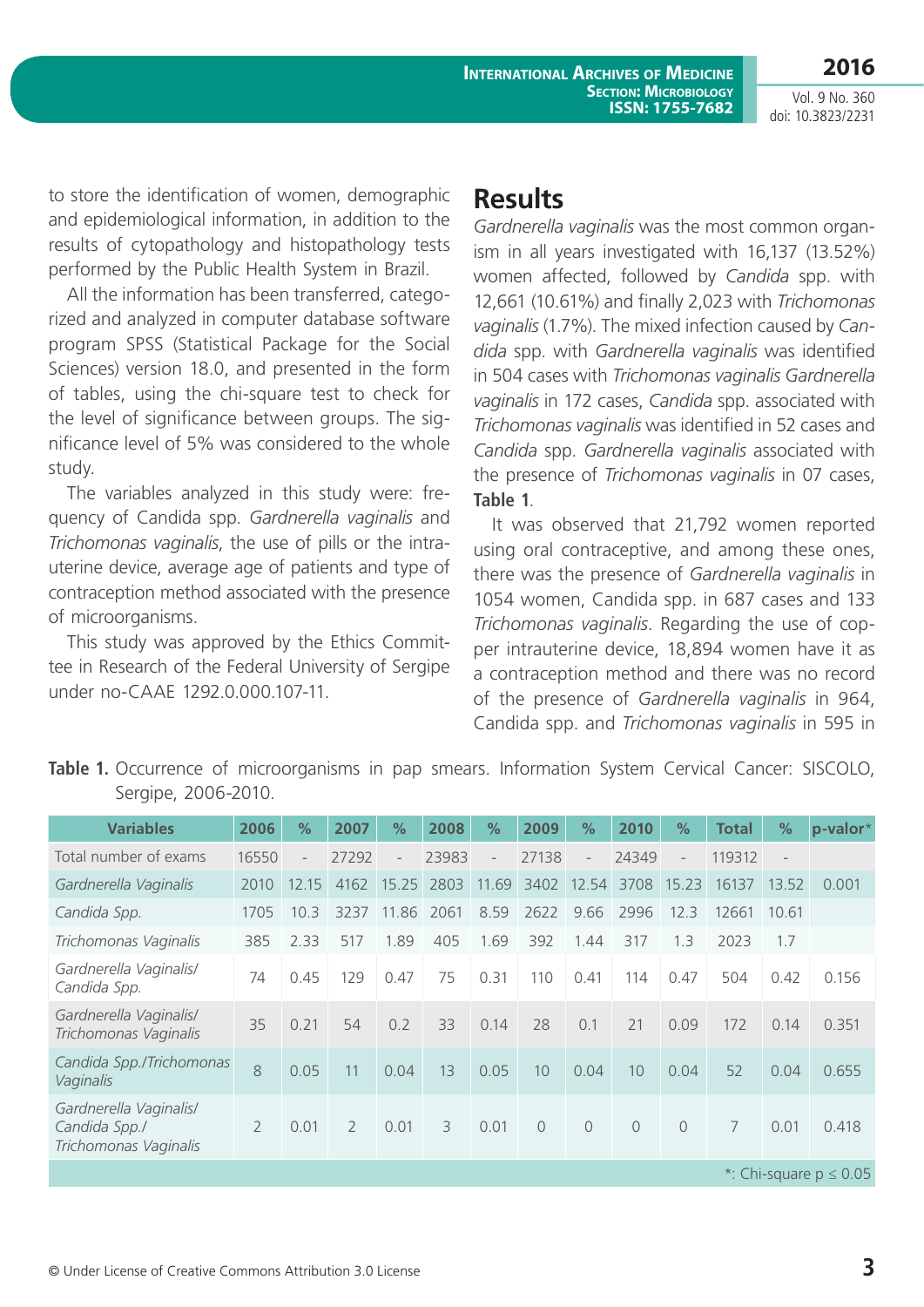to store the identification of women, demographic and epidemiological information, in addition to the results of cytopathology and histopathology tests performed by the Public Health System in Brazil.

All the information has been transferred, categorized and analyzed in computer database software program SPSS (Statistical Package for the Social Sciences) version 18.0, and presented in the form of tables, using the chi-square test to check for the level of significance between groups. The significance level of 5% was considered to the whole study.

The variables analyzed in this study were: frequency of Candida spp. *Gardnerella vaginalis* and *Trichomonas vaginalis*, the use of pills or the intrauterine device, average age of patients and type of contraception method associated with the presence of microorganisms.

This study was approved by the Ethics Committee in Research of the Federal University of Sergipe under no-CAAE 1292.0.000.107-11.

## Results

*Gardnerella vaginalis* was the most common organism in all years investigated with 16,137 (13.52%) women affected, followed by *Candida* spp. with 12,661 (10.61%) and finally 2,023 with *Trichomonas vaginalis* (1.7%). The mixed infection caused by *Candida* spp. with *Gardnerella vaginalis* was identified in 504 cases with *Trichomonas vaginalis Gardnerella vaginalis* in 172 cases, *Candida* spp. associated with *Trichomonas vaginalis* was identified in 52 cases and *Candida* spp. *Gardnerella vaginalis* associated with the presence of *Trichomonas vaginalis* in 07 cases, **Table 1**.

It was observed that 21,792 women reported using oral contraceptive, and among these ones, there was the presence of *Gardnerella vaginalis* in 1054 women, Candida spp. in 687 cases and 133 *Trichomonas vaginalis*. Regarding the use of copper intrauterine device, 18,894 women have it as a contraception method and there was no record of the presence of *Gardnerella vaginalis* in 964, Candida spp. and *Trichomonas vaginalis* in 595 in

**Table 1.** Occurrence of microorganisms in pap smears. Information System Cervical Cancer: SISCOLO, Sergipe, 2006-2010.

| Variables | 2006 | % | 2007 | % | 2008 | % | 2009 | % | 2010 | % | Total | % | p-valor* |
|---|---|---|---|---|---|---|---|---|---|---|---|---|---|
| Total number of exams | 16550 | - | 27292 | - | 23983 | - | 27138 | - | 24349 | - | 119312 | - | |
| *Gardnerella Vaginalis* | 2010 | 12.15 | 4162 | 15.25 | 2803 | 11.69 | 3402 | 12.54 | 3708 | 15.23 | 16137 | 13.52 | 0.001 |
| *Candida Spp.* | 1705 | 10.3 | 3237 | 11.86 | 2061 | 8.59 | 2622 | 9.66 | 2996 | 12.3 | 12661 | 10.61 | |
| *Trichomonas Vaginalis* | 385 | 2.33 | 517 | 1.89 | 405 | 1.69 | 392 | 1.44 | 317 | 1.3 | 2023 | 1.7 | |
| *Gardnerella Vaginalis/ Candida Spp.* | 74 | 0.45 | 129 | 0.47 | 75 | 0.31 | 110 | 0.41 | 114 | 0.47 | 504 | 0.42 | 0.156 |
| *Gardnerella Vaginalis/ Trichomonas Vaginalis* | 35 | 0.21 | 54 | 0.2 | 33 | 0.14 | 28 | 0.1 | 21 | 0.09 | 172 | 0.14 | 0.351 |
| *Candida Spp./Trichomonas Vaginalis* | 8 | 0.05 | 11 | 0.04 | 13 | 0.05 | 10 | 0.04 | 10 | 0.04 | 52 | 0.04 | 0.655 |
| *Gardnerella Vaginalis/ Candida Spp./ Trichomonas Vaginalis* | 2 | 0.01 | 2 | 0.01 | 3 | 0.01 | 0 | 0 | 0 | 0 | 7 | 0.01 | 0.418 |

*: Chi-square $p \leq 0.05$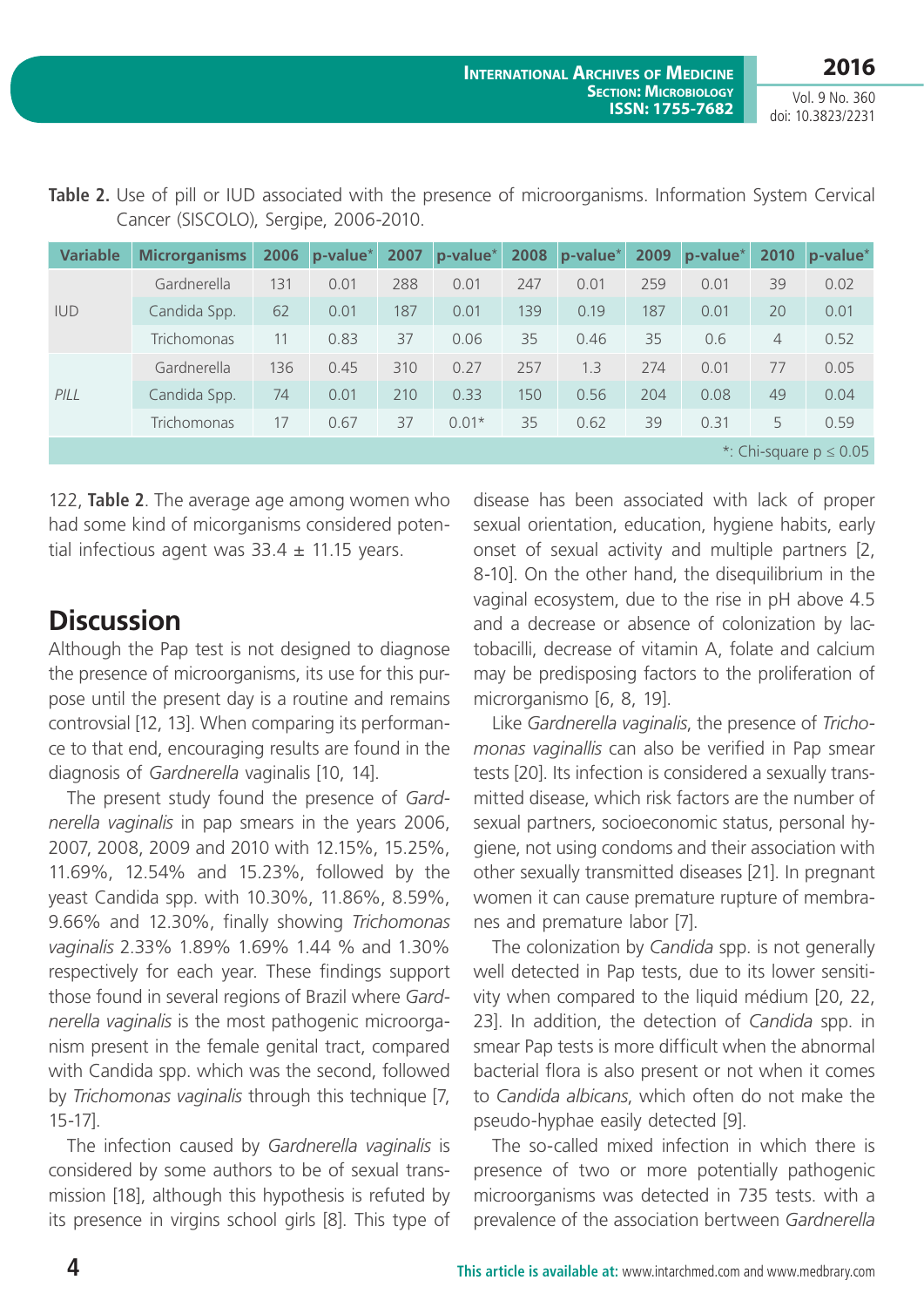**Table 2.** Use of pill or IUD associated with the presence of microorganisms. Information System Cervical Cancer (SISCOLO), Sergipe, 2006-2010.

| Variable | Microrganisms | 2006 | p-value* | 2007 | p-value* | 2008 | p-value* | 2009 | p-value* | 2010 | p-value* |
|---|---|---|---|---|---|---|---|---|---|---|---|
| IUD | Gardnerella | 131 | 0.01 | 288 | 0.01 | 247 | 0.01 | 259 | 0.01 | 39 | 0.02 |
| | Candida Spp. | 62 | 0.01 | 187 | 0.01 | 139 | 0.19 | 187 | 0.01 | 20 | 0.01 |
| | Trichomonas | 11 | 0.83 | 37 | 0.06 | 35 | 0.46 | 35 | 0.6 | 4 | 0.52 |
| *PILL* | Gardnerella | 136 | 0.45 | 310 | 0.27 | 257 | 1.3 | 274 | 0.01 | 77 | 0.05 |
| | Candida Spp. | 74 | 0.01 | 210 | 0.33 | 150 | 0.56 | 204 | 0.08 | 49 | 0.04 |
| | Trichomonas | 17 | 0.67 | 37 | 0.01* | 35 | 0.62 | 39 | 0.31 | 5 | 0.59 |

*: Chi-square $p \leq 0.05$

122, **Table 2**. The average age among women who had some kind of micorganisms considered potential infectious agent was 33.4 ± 11.15 years.

## Discussion

Although the Pap test is not designed to diagnose the presence of microorganisms, its use for this purpose until the present day is a routine and remains controvsial [12, 13]. When comparing its performance to that end, encouraging results are found in the diagnosis of *Gardnerella* vaginalis [10, 14].

The present study found the presence of *Gardnerella vaginalis* in pap smears in the years 2006, 2007, 2008, 2009 and 2010 with 12.15%, 15.25%, 11.69%, 12.54% and 15.23%, followed by the yeast Candida spp. with 10.30%, 11.86%, 8.59%, 9.66% and 12.30%, finally showing *Trichomonas vaginalis* 2.33% 1.89% 1.69% 1.44 % and 1.30% respectively for each year. These findings support those found in several regions of Brazil where *Gardnerella vaginalis* is the most pathogenic microorganism present in the female genital tract, compared with Candida spp. which was the second, followed by *Trichomonas vaginalis* through this technique [7, 15-17].

The infection caused by *Gardnerella vaginalis* is considered by some authors to be of sexual transmission [18], although this hypothesis is refuted by its presence in virgins school girls [8]. This type of disease has been associated with lack of proper sexual orientation, education, hygiene habits, early onset of sexual activity and multiple partners [2, 8-10]. On the other hand, the disequilibrium in the vaginal ecosystem, due to the rise in pH above 4.5 and a decrease or absence of colonization by lactobacilli, decrease of vitamin A, folate and calcium may be predisposing factors to the proliferation of microrganismo [6, 8, 19].

Like *Gardnerella vaginalis*, the presence of *Trichomonas vaginallis* can also be verified in Pap smear tests [20]. Its infection is considered a sexually transmitted disease, which risk factors are the number of sexual partners, socioeconomic status, personal hygiene, not using condoms and their association with other sexually transmitted diseases [21]. In pregnant women it can cause premature rupture of membranes and premature labor [7].

The colonization by *Candida* spp. is not generally well detected in Pap tests, due to its lower sensitivity when compared to the liquid médium [20, 22, 23]. In addition, the detection of *Candida* spp. in smear Pap tests is more difficult when the abnormal bacterial flora is also present or not when it comes to *Candida albicans*, which often do not make the pseudo-hyphae easily detected [9].

The so-called mixed infection in which there is presence of two or more potentially pathogenic microorganisms was detected in 735 tests. with a prevalence of the association bertween *Gardnerella*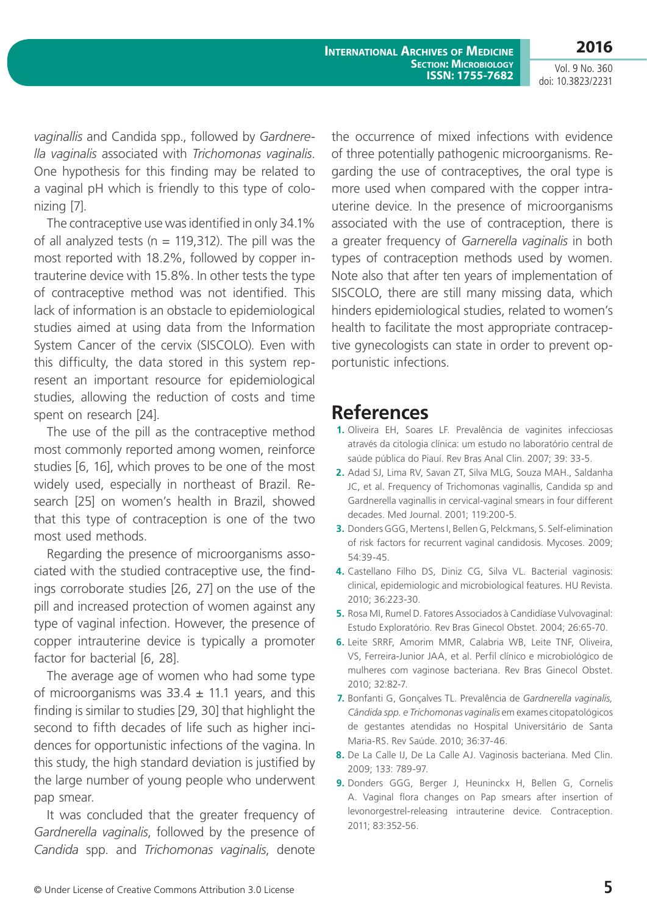*vaginallis* and Candida spp., followed by *Gardnerella vaginalis* associated with *Trichomonas vaginalis*. One hypothesis for this finding may be related to a vaginal pH which is friendly to this type of colonizing [7].

The contraceptive use was identified in only 34.1% of all analyzed tests (n = 119,312). The pill was the most reported with 18.2%, followed by copper intrauterine device with 15.8%. In other tests the type of contraceptive method was not identified. This lack of information is an obstacle to epidemiological studies aimed at using data from the Information System Cancer of the cervix (SISCOLO). Even with this difficulty, the data stored in this system represent an important resource for epidemiological studies, allowing the reduction of costs and time spent on research [24].

The use of the pill as the contraceptive method most commonly reported among women, reinforce studies [6, 16], which proves to be one of the most widely used, especially in northeast of Brazil. Research [25] on women's health in Brazil, showed that this type of contraception is one of the two most used methods.

Regarding the presence of microorganisms associated with the studied contraceptive use, the findings corroborate studies [26, 27] on the use of the pill and increased protection of women against any type of vaginal infection. However, the presence of copper intrauterine device is typically a promoter factor for bacterial [6, 28].

The average age of women who had some type of microorganisms was 33.4 ± 11.1 years, and this finding is similar to studies [29, 30] that highlight the second to fifth decades of life such as higher incidences for opportunistic infections of the vagina. In this study, the high standard deviation is justified by the large number of young people who underwent pap smear.

It was concluded that the greater frequency of *Gardnerella vaginalis*, followed by the presence of *Candida* spp. and *Trichomonas vaginalis*, denote the occurrence of mixed infections with evidence of three potentially pathogenic microorganisms. Regarding the use of contraceptives, the oral type is more used when compared with the copper intrauterine device. In the presence of microorganisms associated with the use of contraception, there is a greater frequency of *Garnerella vaginalis* in both types of contraception methods used by women. Note also that after ten years of implementation of SISCOLO, there are still many missing data, which hinders epidemiological studies, related to women's health to facilitate the most appropriate contraceptive gynecologists can state in order to prevent opportunistic infections.

## References

1. Oliveira EH, Soares LF. Prevalência de vaginites infecciosas através da citologia clínica: um estudo no laboratório central de saúde pública do Piauí. Rev Bras Anal Clin. 2007; 39: 33-5.
2. Adad SJ, Lima RV, Savan ZT, Silva MLG, Souza MAH., Saldanha JC, et al. Frequency of Trichomonas vaginallis, Candida sp and Gardnerella vaginallis in cervical-vaginal smears in four different decades. Med Journal. 2001; 119:200-5.
3. Donders GGG, Mertens I, Bellen G, Pelckmans, S. Self-elimination of risk factors for recurrent vaginal candidosis. Mycoses. 2009; 54:39-45.
4. Castellano Filho DS, Diniz CG, Silva VL. Bacterial vaginosis: clinical, epidemiologic and microbiological features. HU Revista. 2010; 36:223-30.
5. Rosa MI, Rumel D. Fatores Associados à Candidíase Vulvovaginal: Estudo Exploratório. Rev Bras Ginecol Obstet. 2004; 26:65-70.
6. Leite SRRF, Amorim MMR, Calabria WB, Leite TNF, Oliveira, VS, Ferreira-Junior JAA, et al. Perfil clínico e microbiológico de mulheres com vaginose bacteriana. Rev Bras Ginecol Obstet. 2010; 32:82-7.
7. Bonfanti G, Gonçalves TL. Prevalência de *Gardnerella vaginalis, Cândida spp. e Trichomonas vaginalis* em exames citopatológicos de gestantes atendidas no Hospital Universitário de Santa Maria-RS. Rev Saúde. 2010; 36:37-46.
8. De La Calle IJ, De La Calle AJ. Vaginosis bacteriana. Med Clin. 2009; 133: 789-97.
9. Donders GGG, Berger J, Heuninckx H, Bellen G, Cornelis A. Vaginal flora changes on Pap smears after insertion of levonorgestrel-releasing intrauterine device. Contraception. 2011; 83:352-56.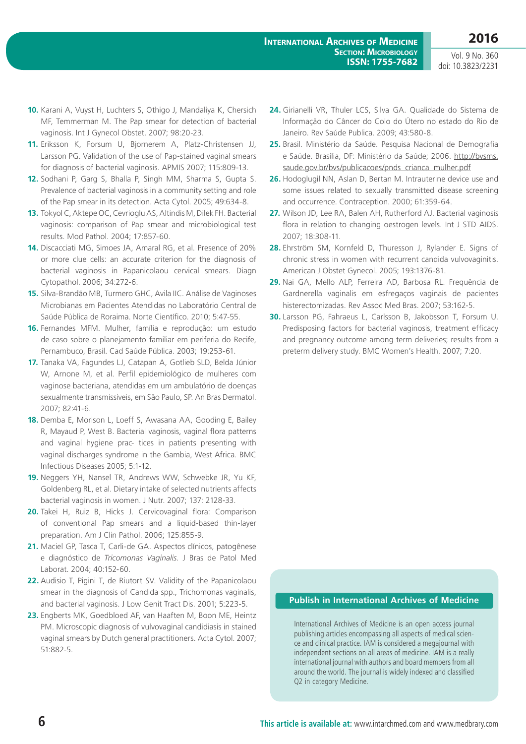10. Karani A, Vuyst H, Luchters S, Othigo J, Mandaliya K, Chersich MF, Temmerman M. The Pap smear for detection of bacterial vaginosis. Int J Gynecol Obstet. 2007; 98:20-23.
11. Eriksson K, Forsum U, Bjornerem A, Platz-Christensen JJ, Larsson PG. Validation of the use of Pap-stained vaginal smears for diagnosis of bacterial vaginosis. APMIS 2007; 115:809-13.
12. Sodhani P, Garg S, Bhalla P, Singh MM, Sharma S, Gupta S. Prevalence of bacterial vaginosis in a community setting and role of the Pap smear in its detection. Acta Cytol. 2005; 49:634-8.
13. Tokyol C, Aktepe OC, Cevrioglu AS, Altindis M, Dilek FH. Bacterial vaginosis: comparison of Pap smear and microbiological test results. Mod Pathol. 2004; 17:857-60.
14. Discacciati MG, Simoes JA, Amaral RG, et al. Presence of 20% or more clue cells: an accurate criterion for the diagnosis of bacterial vaginosis in Papanicolaou cervical smears. Diagn Cytopathol. 2006; 34:272-6.
15. Silva-Brandão MB, Turmero GHC, Avila IIC. Análise de Vaginoses Microbianas em Pacientes Atendidas no Laboratório Central de Saúde Pública de Roraima. Norte Científico. 2010; 5:47-55.
16. Fernandes MFM. Mulher, família e reprodução: um estudo de caso sobre o planejamento familiar em periferia do Recife, Pernambuco, Brasil. Cad Saúde Pública. 2003; 19:253-61.
17. Tanaka VA, Fagundes LJ, Catapan A, Gotlieb SLD, Belda Júnior W, Arnone M, et al. Perfil epidemiológico de mulheres com vaginose bacteriana, atendidas em um ambulatório de doenças sexualmente transmissíveis, em São Paulo, SP. An Bras Dermatol. 2007; 82:41-6.
18. Demba E, Morison L, Loeff S, Awasana AA, Gooding E, Bailey R, Mayaud P, West B. Bacterial vaginosis, vaginal flora patterns and vaginal hygiene prac- tices in patients presenting with vaginal discharges syndrome in the Gambia, West Africa. BMC Infectious Diseases 2005; 5:1-12.
19. Neggers YH, Nansel TR, Andrews WW, Schwebke JR, Yu KF, Goldenberg RL, et al. Dietary intake of selected nutrients affects bacterial vaginosis in women. J Nutr. 2007; 137: 2128-33.
20. Takei H, Ruiz B, Hicks J. Cervicovaginal flora: Comparison of conventional Pap smears and a liquid-based thin-layer preparation. Am J Clin Pathol. 2006; 125:855-9.
21. Maciel GP, Tasca T, Carli-de GA. Aspectos clínicos, patogênese e diagnóstico de *Tricomonas Vaginalis*. J Bras de Patol Med Laborat. 2004; 40:152-60.
22. Audisio T, Pigini T, de Riutort SV. Validity of the Papanicolaou smear in the diagnosis of Candida spp., Trichomonas vaginalis, and bacterial vaginosis. J Low Genit Tract Dis. 2001; 5:223-5.
23. Engberts MK, Goedbloed AF, van Haaften M, Boon ME, Heintz PM. Microscopic diagnosis of vulvovaginal candidiasis in stained vaginal smears by Dutch general practitioners. Acta Cytol. 2007; 51:882-5.
24. Girianelli VR, Thuler LCS, Silva GA. Qualidade do Sistema de Informação do Câncer do Colo do Útero no estado do Rio de Janeiro. Rev Saúde Publica. 2009; 43:580-8.
25. Brasil. Ministério da Saúde. Pesquisa Nacional de Demografia e Saúde. Brasília, DF: Ministério da Saúde; 2006. http://bvsms.saude.gov.br/bvs/publicacoes/pnds_crianca_mulher.pdf
26. Hodoglugil NN, Aslan D, Bertan M. Intrauterine device use and some issues related to sexually transmitted disease screening and occurrence. Contraception. 2000; 61:359-64.
27. Wilson JD, Lee RA, Balen AH, Rutherford AJ. Bacterial vaginosis flora in relation to changing oestrogen levels. Int J STD AIDS. 2007; 18:308-11.
28. Ehrström SM, Kornfeld D, Thuresson J, Rylander E. Signs of chronic stress in women with recurrent candida vulvovaginitis. American J Obstet Gynecol. 2005; 193:1376-81.
29. Nai GA, Mello ALP, Ferreira AD, Barbosa RL. Frequência de Gardnerella vaginalis em esfregaços vaginais de pacientes histerectomizadas. Rev Assoc Med Bras. 2007; 53:162-5.
30. Larsson PG, Fahraeus L, Carlsson B, Jakobsson T, Forsum U. Predisposing factors for bacterial vaginosis, treatment efficacy and pregnancy outcome among term deliveries; results from a preterm delivery study. BMC Women's Health. 2007; 7:20.

**Publish in International Archives of Medicine**

International Archives of Medicine is an open access journal publishing articles encompassing all aspects of medical science and clinical practice. IAM is considered a megajournal with independent sections on all areas of medicine. IAM is a really international journal with authors and board members from all around the world. The journal is widely indexed and classified Q2 in category Medicine.